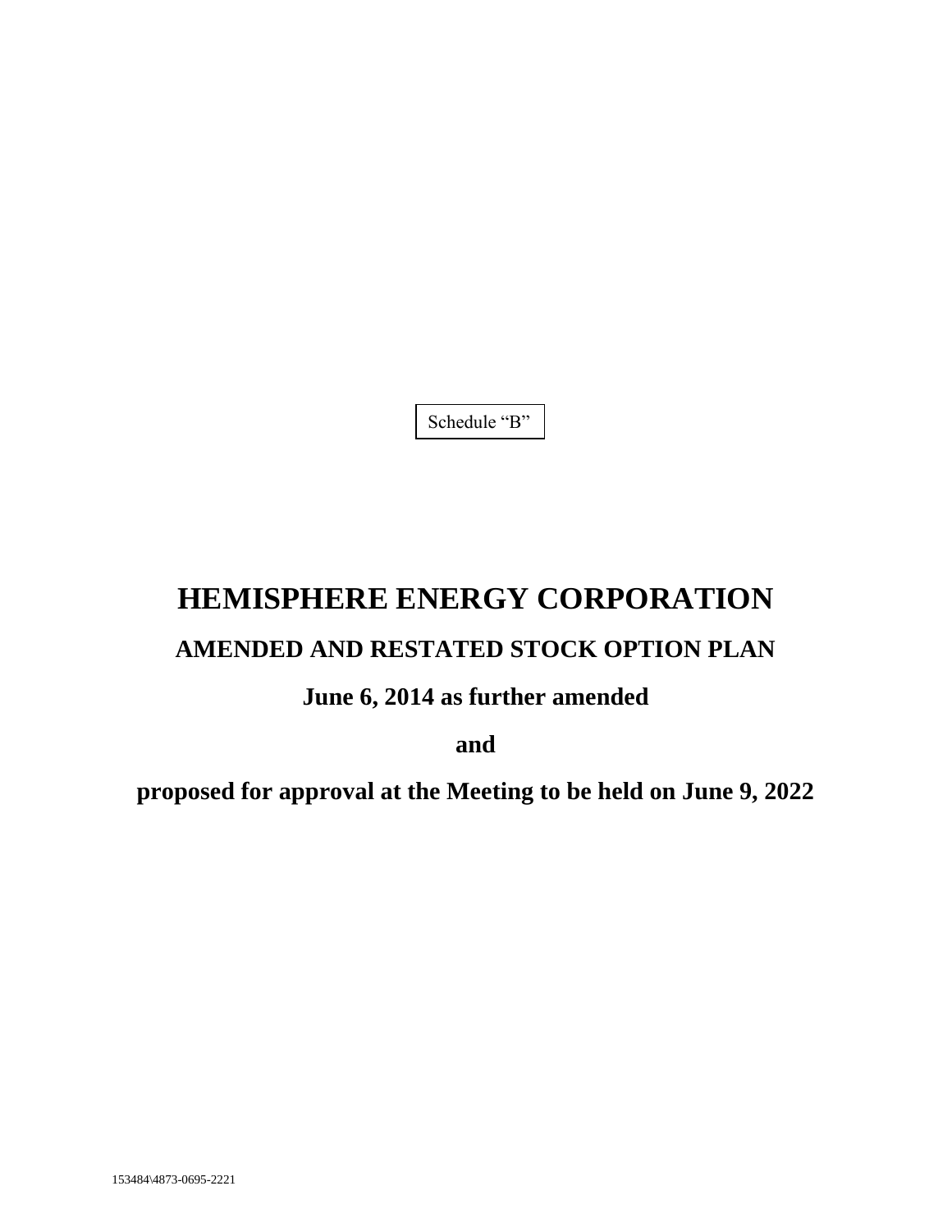Schedule "B"

# HEMISPHERE ENERGY CORPORATION

## AMENDED AND RESTATED STOCK OPTION PLAN

## June 6, 2014 as further amended

## and

## proposed for approval at the Meeting to be held on June 9, 2022

153484\4873-0695-2221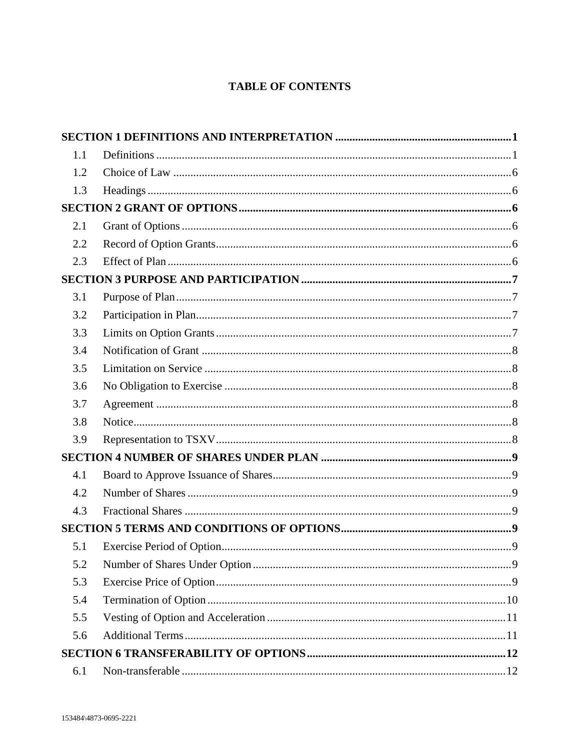# TABLE OF CONTENTS

**SECTION 1 DEFINITIONS AND INTERPRETATION** ..... **1**

- 1.1 Definitions ..... 1
- 1.2 Choice of Law ..... 6
- 1.3 Headings ..... 6

**SECTION 2 GRANT OF OPTIONS** ..... **6**

- 2.1 Grant of Options ..... 6
- 2.2 Record of Option Grants ..... 6
- 2.3 Effect of Plan ..... 6

**SECTION 3 PURPOSE AND PARTICIPATION** ..... **7**

- 3.1 Purpose of Plan ..... 7
- 3.2 Participation in Plan ..... 7
- 3.3 Limits on Option Grants ..... 7
- 3.4 Notification of Grant ..... 8
- 3.5 Limitation on Service ..... 8
- 3.6 No Obligation to Exercise ..... 8
- 3.7 Agreement ..... 8
- 3.8 Notice ..... 8
- 3.9 Representation to TSXV ..... 8

**SECTION 4 NUMBER OF SHARES UNDER PLAN** ..... **9**

- 4.1 Board to Approve Issuance of Shares ..... 9
- 4.2 Number of Shares ..... 9
- 4.3 Fractional Shares ..... 9

**SECTION 5 TERMS AND CONDITIONS OF OPTIONS** ..... **9**

- 5.1 Exercise Period of Option ..... 9
- 5.2 Number of Shares Under Option ..... 9
- 5.3 Exercise Price of Option ..... 9
- 5.4 Termination of Option ..... 10
- 5.5 Vesting of Option and Acceleration ..... 11
- 5.6 Additional Terms ..... 11

**SECTION 6 TRANSFERABILITY OF OPTIONS** ..... **12**

- 6.1 Non-transferable ..... 12

153484\4873-0695-2221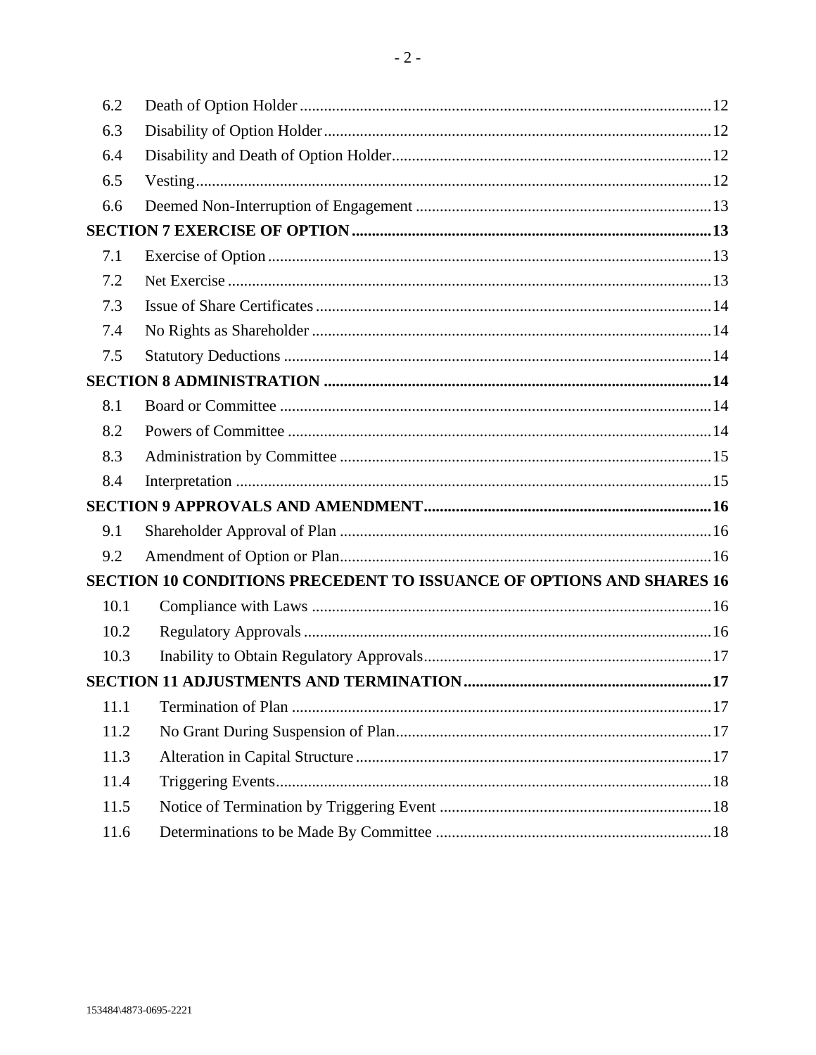| | | |
|---|---|---|
| 6.2 | Death of Option Holder | 12 |
| 6.3 | Disability of Option Holder | 12 |
| 6.4 | Disability and Death of Option Holder | 12 |
| 6.5 | Vesting | 12 |
| 6.6 | Deemed Non-Interruption of Engagement | 13 |
| **SECTION 7 EXERCISE OF OPTION** | | **13** |
| 7.1 | Exercise of Option | 13 |
| 7.2 | Net Exercise | 13 |
| 7.3 | Issue of Share Certificates | 14 |
| 7.4 | No Rights as Shareholder | 14 |
| 7.5 | Statutory Deductions | 14 |
| **SECTION 8 ADMINISTRATION** | | **14** |
| 8.1 | Board or Committee | 14 |
| 8.2 | Powers of Committee | 14 |
| 8.3 | Administration by Committee | 15 |
| 8.4 | Interpretation | 15 |
| **SECTION 9 APPROVALS AND AMENDMENT** | | **16** |
| 9.1 | Shareholder Approval of Plan | 16 |
| 9.2 | Amendment of Option or Plan | 16 |
| **SECTION 10 CONDITIONS PRECEDENT TO ISSUANCE OF OPTIONS AND SHARES** | | **16** |
| 10.1 | Compliance with Laws | 16 |
| 10.2 | Regulatory Approvals | 16 |
| 10.3 | Inability to Obtain Regulatory Approvals | 17 |
| **SECTION 11 ADJUSTMENTS AND TERMINATION** | | **17** |
| 11.1 | Termination of Plan | 17 |
| 11.2 | No Grant During Suspension of Plan | 17 |
| 11.3 | Alteration in Capital Structure | 17 |
| 11.4 | Triggering Events | 18 |
| 11.5 | Notice of Termination by Triggering Event | 18 |
| 11.6 | Determinations to be Made By Committee | 18 |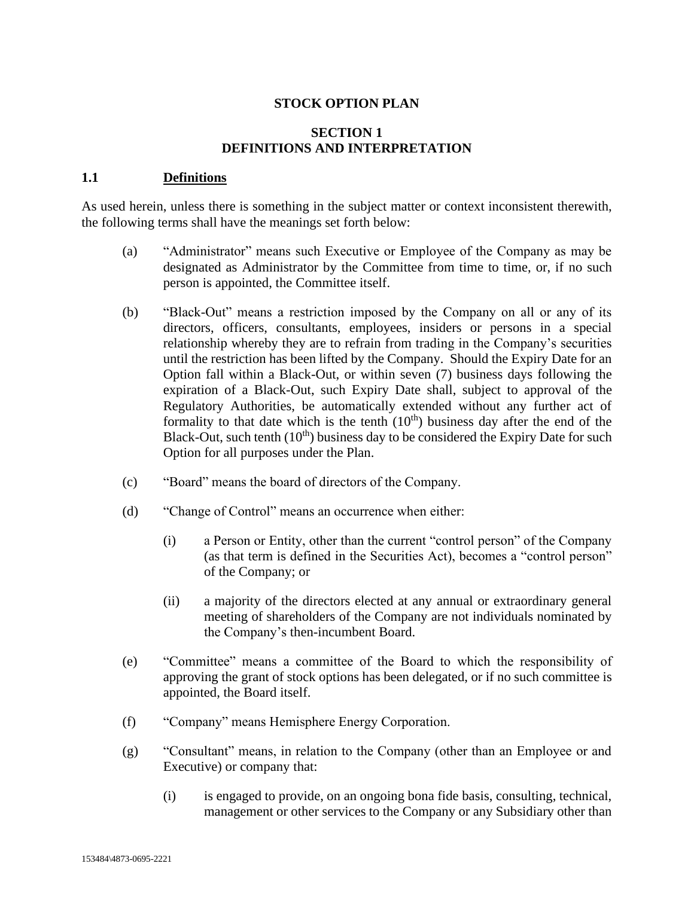# STOCK OPTION PLAN

## SECTION 1
## DEFINITIONS AND INTERPRETATION

### 1.1 Definitions

As used herein, unless there is something in the subject matter or context inconsistent therewith, the following terms shall have the meanings set forth below:

(a) "Administrator" means such Executive or Employee of the Company as may be designated as Administrator by the Committee from time to time, or, if no such person is appointed, the Committee itself.

(b) "Black-Out" means a restriction imposed by the Company on all or any of its directors, officers, consultants, employees, insiders or persons in a special relationship whereby they are to refrain from trading in the Company's securities until the restriction has been lifted by the Company. Should the Expiry Date for an Option fall within a Black-Out, or within seven (7) business days following the expiration of a Black-Out, such Expiry Date shall, subject to approval of the Regulatory Authorities, be automatically extended without any further act of formality to that date which is the tenth (10th) business day after the end of the Black-Out, such tenth (10th) business day to be considered the Expiry Date for such Option for all purposes under the Plan.

(c) "Board" means the board of directors of the Company.

(d) "Change of Control" means an occurrence when either:

(i) a Person or Entity, other than the current "control person" of the Company (as that term is defined in the Securities Act), becomes a "control person" of the Company; or

(ii) a majority of the directors elected at any annual or extraordinary general meeting of shareholders of the Company are not individuals nominated by the Company's then-incumbent Board.

(e) "Committee" means a committee of the Board to which the responsibility of approving the grant of stock options has been delegated, or if no such committee is appointed, the Board itself.

(f) "Company" means Hemisphere Energy Corporation.

(g) "Consultant" means, in relation to the Company (other than an Employee or and Executive) or company that:

(i) is engaged to provide, on an ongoing bona fide basis, consulting, technical, management or other services to the Company or any Subsidiary other than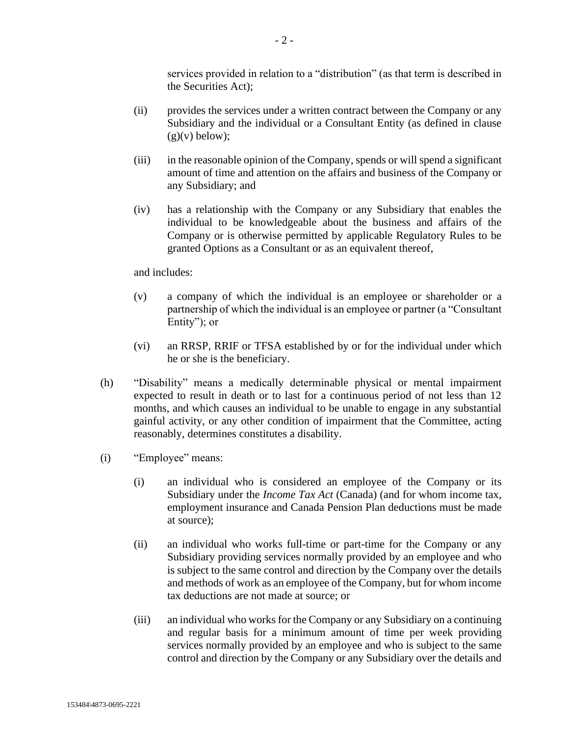services provided in relation to a "distribution" (as that term is described in the Securities Act);

(ii) provides the services under a written contract between the Company or any Subsidiary and the individual or a Consultant Entity (as defined in clause (g)(v) below);

(iii) in the reasonable opinion of the Company, spends or will spend a significant amount of time and attention on the affairs and business of the Company or any Subsidiary; and

(iv) has a relationship with the Company or any Subsidiary that enables the individual to be knowledgeable about the business and affairs of the Company or is otherwise permitted by applicable Regulatory Rules to be granted Options as a Consultant or as an equivalent thereof,

and includes:

(v) a company of which the individual is an employee or shareholder or a partnership of which the individual is an employee or partner (a "Consultant Entity"); or

(vi) an RRSP, RRIF or TFSA established by or for the individual under which he or she is the beneficiary.

(h) "Disability" means a medically determinable physical or mental impairment expected to result in death or to last for a continuous period of not less than 12 months, and which causes an individual to be unable to engage in any substantial gainful activity, or any other condition of impairment that the Committee, acting reasonably, determines constitutes a disability.

(i) "Employee" means:

(i) an individual who is considered an employee of the Company or its Subsidiary under the *Income Tax Act* (Canada) (and for whom income tax, employment insurance and Canada Pension Plan deductions must be made at source);

(ii) an individual who works full-time or part-time for the Company or any Subsidiary providing services normally provided by an employee and who is subject to the same control and direction by the Company over the details and methods of work as an employee of the Company, but for whom income tax deductions are not made at source; or

(iii) an individual who works for the Company or any Subsidiary on a continuing and regular basis for a minimum amount of time per week providing services normally provided by an employee and who is subject to the same control and direction by the Company or any Subsidiary over the details and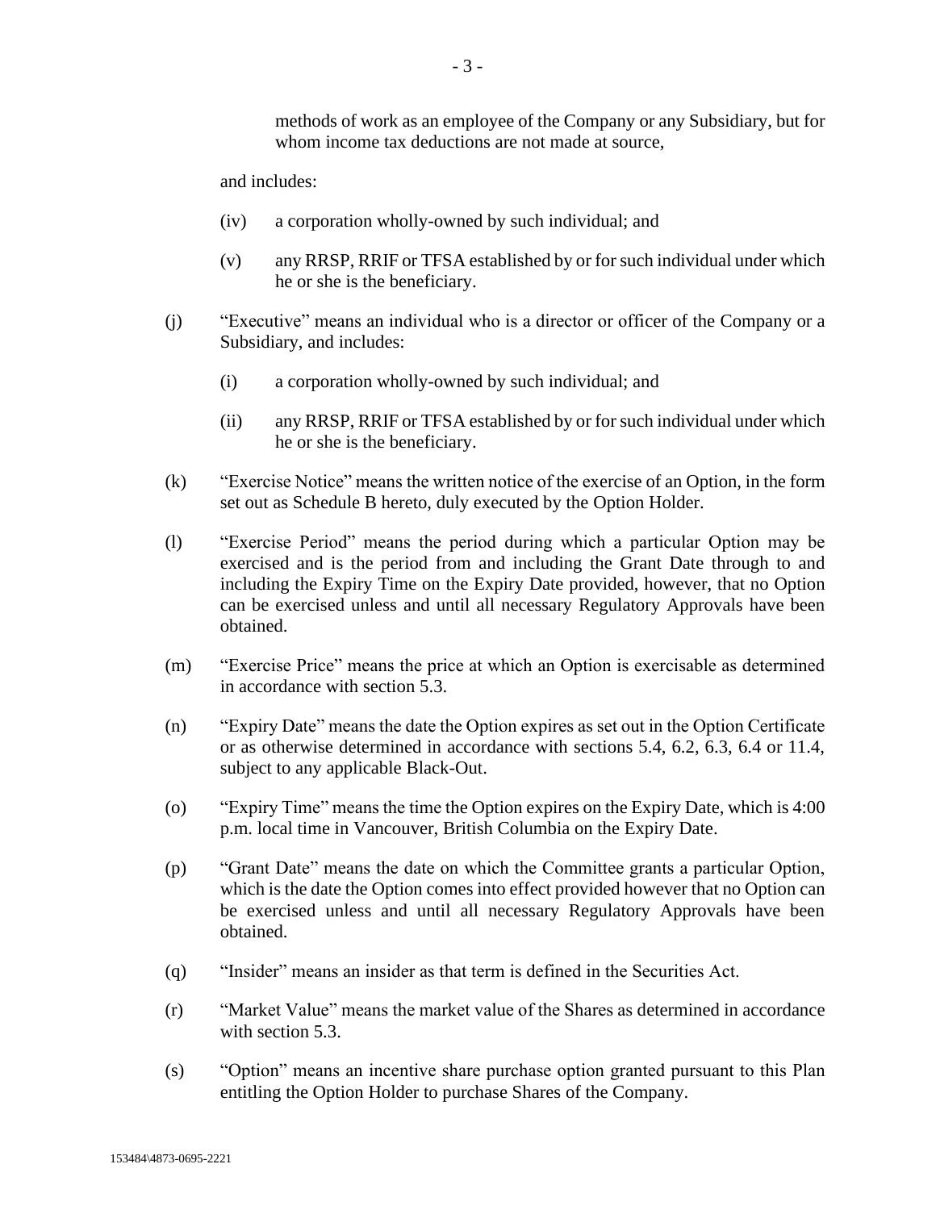methods of work as an employee of the Company or any Subsidiary, but for whom income tax deductions are not made at source,

and includes:

(iv) a corporation wholly-owned by such individual; and

(v) any RRSP, RRIF or TFSA established by or for such individual under which he or she is the beneficiary.

(j) "Executive" means an individual who is a director or officer of the Company or a Subsidiary, and includes:

(i) a corporation wholly-owned by such individual; and

(ii) any RRSP, RRIF or TFSA established by or for such individual under which he or she is the beneficiary.

(k) "Exercise Notice" means the written notice of the exercise of an Option, in the form set out as Schedule B hereto, duly executed by the Option Holder.

(l) "Exercise Period" means the period during which a particular Option may be exercised and is the period from and including the Grant Date through to and including the Expiry Time on the Expiry Date provided, however, that no Option can be exercised unless and until all necessary Regulatory Approvals have been obtained.

(m) "Exercise Price" means the price at which an Option is exercisable as determined in accordance with section 5.3.

(n) "Expiry Date" means the date the Option expires as set out in the Option Certificate or as otherwise determined in accordance with sections 5.4, 6.2, 6.3, 6.4 or 11.4, subject to any applicable Black-Out.

(o) "Expiry Time" means the time the Option expires on the Expiry Date, which is 4:00 p.m. local time in Vancouver, British Columbia on the Expiry Date.

(p) "Grant Date" means the date on which the Committee grants a particular Option, which is the date the Option comes into effect provided however that no Option can be exercised unless and until all necessary Regulatory Approvals have been obtained.

(q) "Insider" means an insider as that term is defined in the Securities Act.

(r) "Market Value" means the market value of the Shares as determined in accordance with section 5.3.

(s) "Option" means an incentive share purchase option granted pursuant to this Plan entitling the Option Holder to purchase Shares of the Company.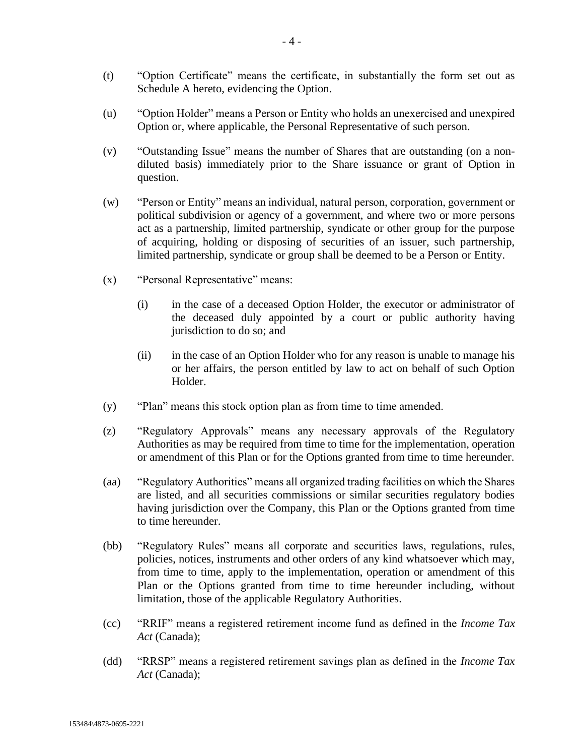(t) "Option Certificate" means the certificate, in substantially the form set out as Schedule A hereto, evidencing the Option.

(u) "Option Holder" means a Person or Entity who holds an unexercised and unexpired Option or, where applicable, the Personal Representative of such person.

(v) "Outstanding Issue" means the number of Shares that are outstanding (on a non-diluted basis) immediately prior to the Share issuance or grant of Option in question.

(w) "Person or Entity" means an individual, natural person, corporation, government or political subdivision or agency of a government, and where two or more persons act as a partnership, limited partnership, syndicate or other group for the purpose of acquiring, holding or disposing of securities of an issuer, such partnership, limited partnership, syndicate or group shall be deemed to be a Person or Entity.

(x) "Personal Representative" means:

(i) in the case of a deceased Option Holder, the executor or administrator of the deceased duly appointed by a court or public authority having jurisdiction to do so; and

(ii) in the case of an Option Holder who for any reason is unable to manage his or her affairs, the person entitled by law to act on behalf of such Option Holder.

(y) "Plan" means this stock option plan as from time to time amended.

(z) "Regulatory Approvals" means any necessary approvals of the Regulatory Authorities as may be required from time to time for the implementation, operation or amendment of this Plan or for the Options granted from time to time hereunder.

(aa) "Regulatory Authorities" means all organized trading facilities on which the Shares are listed, and all securities commissions or similar securities regulatory bodies having jurisdiction over the Company, this Plan or the Options granted from time to time hereunder.

(bb) "Regulatory Rules" means all corporate and securities laws, regulations, rules, policies, notices, instruments and other orders of any kind whatsoever which may, from time to time, apply to the implementation, operation or amendment of this Plan or the Options granted from time to time hereunder including, without limitation, those of the applicable Regulatory Authorities.

(cc) "RRIF" means a registered retirement income fund as defined in the *Income Tax Act* (Canada);

(dd) "RRSP" means a registered retirement savings plan as defined in the *Income Tax Act* (Canada);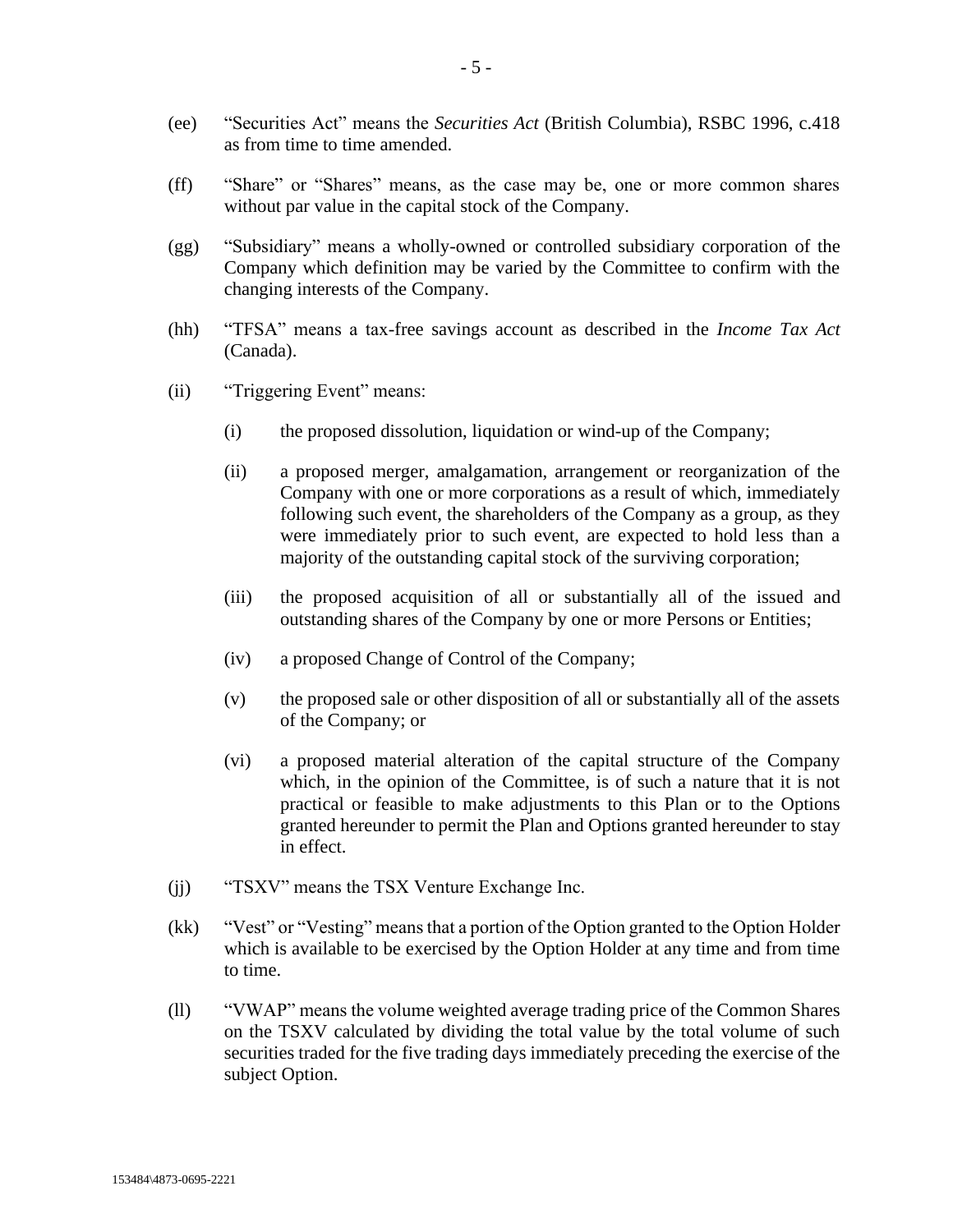(ee) "Securities Act" means the *Securities Act* (British Columbia), RSBC 1996, c.418 as from time to time amended.

(ff) "Share" or "Shares" means, as the case may be, one or more common shares without par value in the capital stock of the Company.

(gg) "Subsidiary" means a wholly-owned or controlled subsidiary corporation of the Company which definition may be varied by the Committee to confirm with the changing interests of the Company.

(hh) "TFSA" means a tax-free savings account as described in the *Income Tax Act* (Canada).

(ii) "Triggering Event" means:

   (i) the proposed dissolution, liquidation or wind-up of the Company;

   (ii) a proposed merger, amalgamation, arrangement or reorganization of the Company with one or more corporations as a result of which, immediately following such event, the shareholders of the Company as a group, as they were immediately prior to such event, are expected to hold less than a majority of the outstanding capital stock of the surviving corporation;

   (iii) the proposed acquisition of all or substantially all of the issued and outstanding shares of the Company by one or more Persons or Entities;

   (iv) a proposed Change of Control of the Company;

   (v) the proposed sale or other disposition of all or substantially all of the assets of the Company; or

   (vi) a proposed material alteration of the capital structure of the Company which, in the opinion of the Committee, is of such a nature that it is not practical or feasible to make adjustments to this Plan or to the Options granted hereunder to permit the Plan and Options granted hereunder to stay in effect.

(jj) "TSXV" means the TSX Venture Exchange Inc.

(kk) "Vest" or "Vesting" means that a portion of the Option granted to the Option Holder which is available to be exercised by the Option Holder at any time and from time to time.

(ll) "VWAP" means the volume weighted average trading price of the Common Shares on the TSXV calculated by dividing the total value by the total volume of such securities traded for the five trading days immediately preceding the exercise of the subject Option.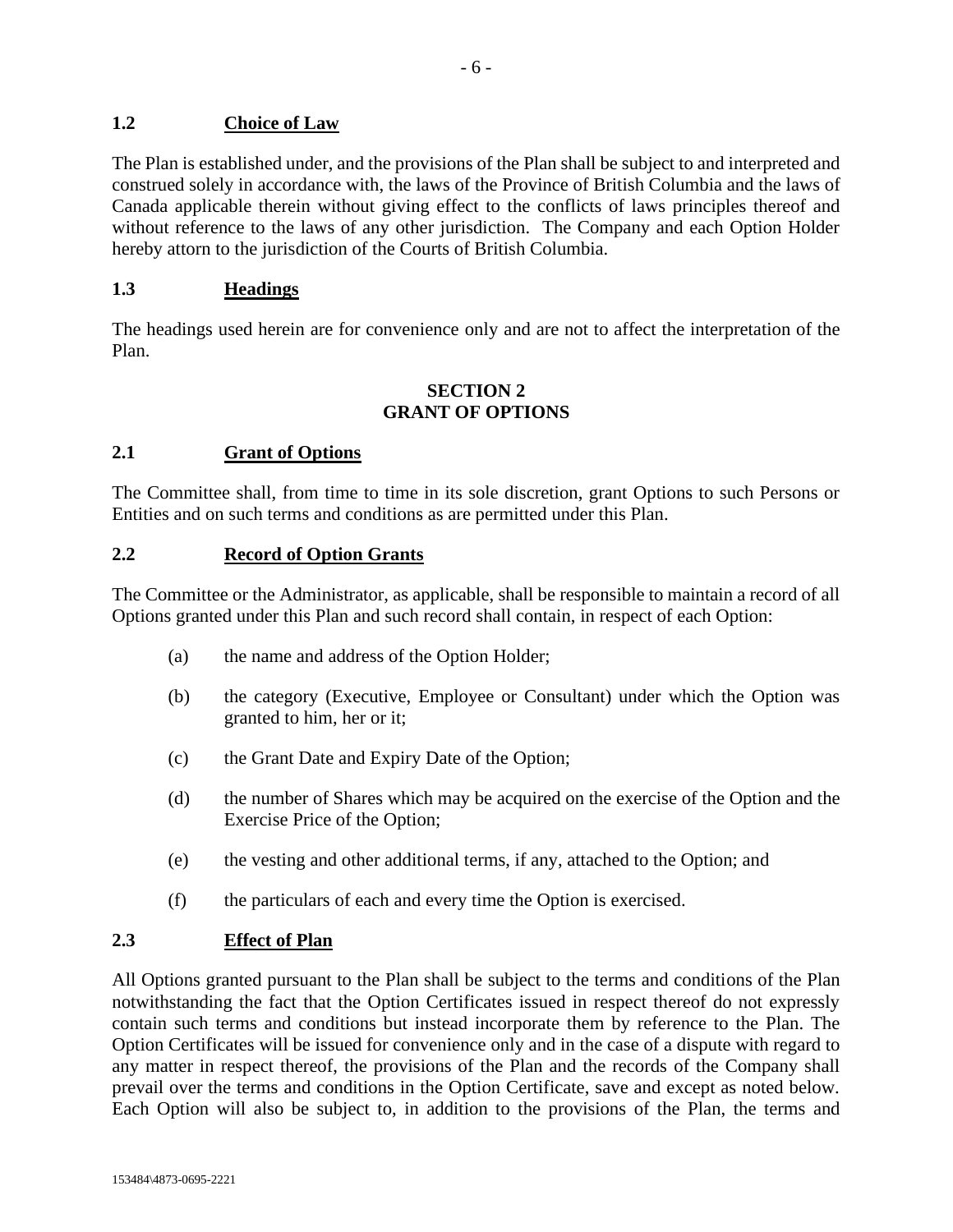### 1.2 Choice of Law

The Plan is established under, and the provisions of the Plan shall be subject to and interpreted and construed solely in accordance with, the laws of the Province of British Columbia and the laws of Canada applicable therein without giving effect to the conflicts of laws principles thereof and without reference to the laws of any other jurisdiction. The Company and each Option Holder hereby attorn to the jurisdiction of the Courts of British Columbia.

### 1.3 Headings

The headings used herein are for convenience only and are not to affect the interpretation of the Plan.

## SECTION 2
## GRANT OF OPTIONS

### 2.1 Grant of Options

The Committee shall, from time to time in its sole discretion, grant Options to such Persons or Entities and on such terms and conditions as are permitted under this Plan.

### 2.2 Record of Option Grants

The Committee or the Administrator, as applicable, shall be responsible to maintain a record of all Options granted under this Plan and such record shall contain, in respect of each Option:

(a) the name and address of the Option Holder;

(b) the category (Executive, Employee or Consultant) under which the Option was granted to him, her or it;

(c) the Grant Date and Expiry Date of the Option;

(d) the number of Shares which may be acquired on the exercise of the Option and the Exercise Price of the Option;

(e) the vesting and other additional terms, if any, attached to the Option; and

(f) the particulars of each and every time the Option is exercised.

### 2.3 Effect of Plan

All Options granted pursuant to the Plan shall be subject to the terms and conditions of the Plan notwithstanding the fact that the Option Certificates issued in respect thereof do not expressly contain such terms and conditions but instead incorporate them by reference to the Plan. The Option Certificates will be issued for convenience only and in the case of a dispute with regard to any matter in respect thereof, the provisions of the Plan and the records of the Company shall prevail over the terms and conditions in the Option Certificate, save and except as noted below. Each Option will also be subject to, in addition to the provisions of the Plan, the terms and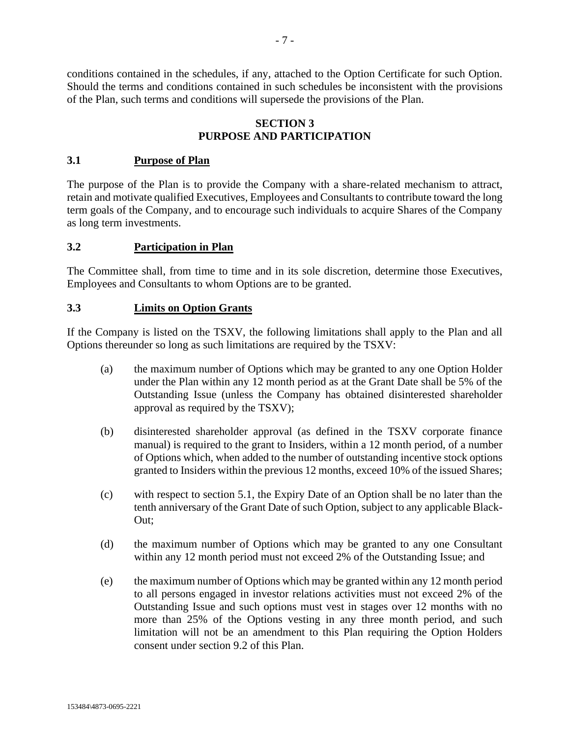conditions contained in the schedules, if any, attached to the Option Certificate for such Option. Should the terms and conditions contained in such schedules be inconsistent with the provisions of the Plan, such terms and conditions will supersede the provisions of the Plan.

## SECTION 3
## PURPOSE AND PARTICIPATION

### 3.1 Purpose of Plan

The purpose of the Plan is to provide the Company with a share-related mechanism to attract, retain and motivate qualified Executives, Employees and Consultants to contribute toward the long term goals of the Company, and to encourage such individuals to acquire Shares of the Company as long term investments.

### 3.2 Participation in Plan

The Committee shall, from time to time and in its sole discretion, determine those Executives, Employees and Consultants to whom Options are to be granted.

### 3.3 Limits on Option Grants

If the Company is listed on the TSXV, the following limitations shall apply to the Plan and all Options thereunder so long as such limitations are required by the TSXV:

(a) the maximum number of Options which may be granted to any one Option Holder under the Plan within any 12 month period as at the Grant Date shall be 5% of the Outstanding Issue (unless the Company has obtained disinterested shareholder approval as required by the TSXV);

(b) disinterested shareholder approval (as defined in the TSXV corporate finance manual) is required to the grant to Insiders, within a 12 month period, of a number of Options which, when added to the number of outstanding incentive stock options granted to Insiders within the previous 12 months, exceed 10% of the issued Shares;

(c) with respect to section 5.1, the Expiry Date of an Option shall be no later than the tenth anniversary of the Grant Date of such Option, subject to any applicable Black-Out;

(d) the maximum number of Options which may be granted to any one Consultant within any 12 month period must not exceed 2% of the Outstanding Issue; and

(e) the maximum number of Options which may be granted within any 12 month period to all persons engaged in investor relations activities must not exceed 2% of the Outstanding Issue and such options must vest in stages over 12 months with no more than 25% of the Options vesting in any three month period, and such limitation will not be an amendment to this Plan requiring the Option Holders consent under section 9.2 of this Plan.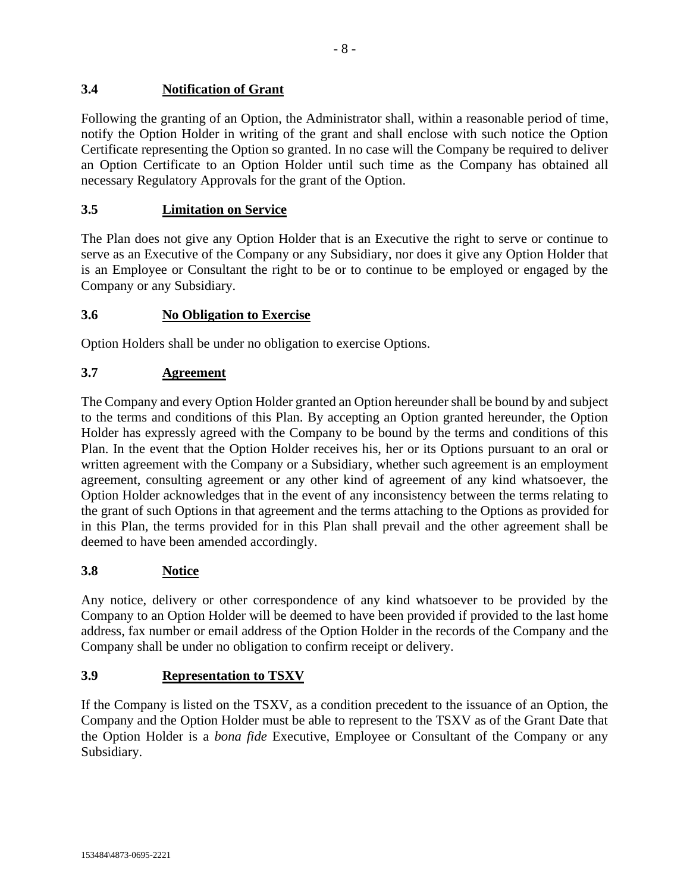### 3.4 Notification of Grant

Following the granting of an Option, the Administrator shall, within a reasonable period of time, notify the Option Holder in writing of the grant and shall enclose with such notice the Option Certificate representing the Option so granted. In no case will the Company be required to deliver an Option Certificate to an Option Holder until such time as the Company has obtained all necessary Regulatory Approvals for the grant of the Option.

### 3.5 Limitation on Service

The Plan does not give any Option Holder that is an Executive the right to serve or continue to serve as an Executive of the Company or any Subsidiary, nor does it give any Option Holder that is an Employee or Consultant the right to be or to continue to be employed or engaged by the Company or any Subsidiary.

### 3.6 No Obligation to Exercise

Option Holders shall be under no obligation to exercise Options.

### 3.7 Agreement

The Company and every Option Holder granted an Option hereunder shall be bound by and subject to the terms and conditions of this Plan. By accepting an Option granted hereunder, the Option Holder has expressly agreed with the Company to be bound by the terms and conditions of this Plan. In the event that the Option Holder receives his, her or its Options pursuant to an oral or written agreement with the Company or a Subsidiary, whether such agreement is an employment agreement, consulting agreement or any other kind of agreement of any kind whatsoever, the Option Holder acknowledges that in the event of any inconsistency between the terms relating to the grant of such Options in that agreement and the terms attaching to the Options as provided for in this Plan, the terms provided for in this Plan shall prevail and the other agreement shall be deemed to have been amended accordingly.

### 3.8 Notice

Any notice, delivery or other correspondence of any kind whatsoever to be provided by the Company to an Option Holder will be deemed to have been provided if provided to the last home address, fax number or email address of the Option Holder in the records of the Company and the Company shall be under no obligation to confirm receipt or delivery.

### 3.9 Representation to TSXV

If the Company is listed on the TSXV, as a condition precedent to the issuance of an Option, the Company and the Option Holder must be able to represent to the TSXV as of the Grant Date that the Option Holder is a *bona fide* Executive, Employee or Consultant of the Company or any Subsidiary.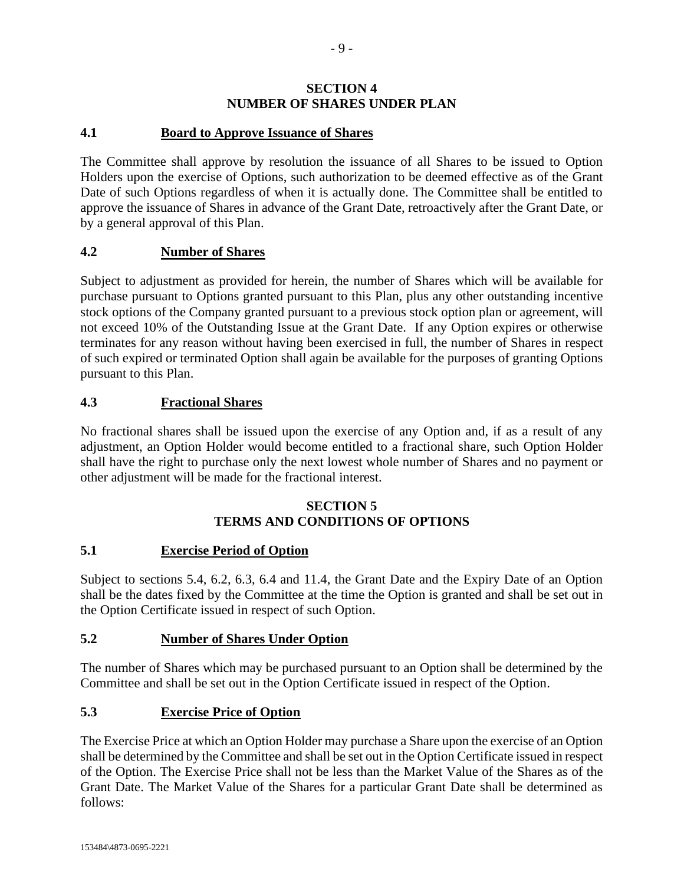## SECTION 4
## NUMBER OF SHARES UNDER PLAN

### 4.1 Board to Approve Issuance of Shares

The Committee shall approve by resolution the issuance of all Shares to be issued to Option Holders upon the exercise of Options, such authorization to be deemed effective as of the Grant Date of such Options regardless of when it is actually done. The Committee shall be entitled to approve the issuance of Shares in advance of the Grant Date, retroactively after the Grant Date, or by a general approval of this Plan.

### 4.2 Number of Shares

Subject to adjustment as provided for herein, the number of Shares which will be available for purchase pursuant to Options granted pursuant to this Plan, plus any other outstanding incentive stock options of the Company granted pursuant to a previous stock option plan or agreement, will not exceed 10% of the Outstanding Issue at the Grant Date. If any Option expires or otherwise terminates for any reason without having been exercised in full, the number of Shares in respect of such expired or terminated Option shall again be available for the purposes of granting Options pursuant to this Plan.

### 4.3 Fractional Shares

No fractional shares shall be issued upon the exercise of any Option and, if as a result of any adjustment, an Option Holder would become entitled to a fractional share, such Option Holder shall have the right to purchase only the next lowest whole number of Shares and no payment or other adjustment will be made for the fractional interest.

## SECTION 5
## TERMS AND CONDITIONS OF OPTIONS

### 5.1 Exercise Period of Option

Subject to sections 5.4, 6.2, 6.3, 6.4 and 11.4, the Grant Date and the Expiry Date of an Option shall be the dates fixed by the Committee at the time the Option is granted and shall be set out in the Option Certificate issued in respect of such Option.

### 5.2 Number of Shares Under Option

The number of Shares which may be purchased pursuant to an Option shall be determined by the Committee and shall be set out in the Option Certificate issued in respect of the Option.

### 5.3 Exercise Price of Option

The Exercise Price at which an Option Holder may purchase a Share upon the exercise of an Option shall be determined by the Committee and shall be set out in the Option Certificate issued in respect of the Option. The Exercise Price shall not be less than the Market Value of the Shares as of the Grant Date. The Market Value of the Shares for a particular Grant Date shall be determined as follows: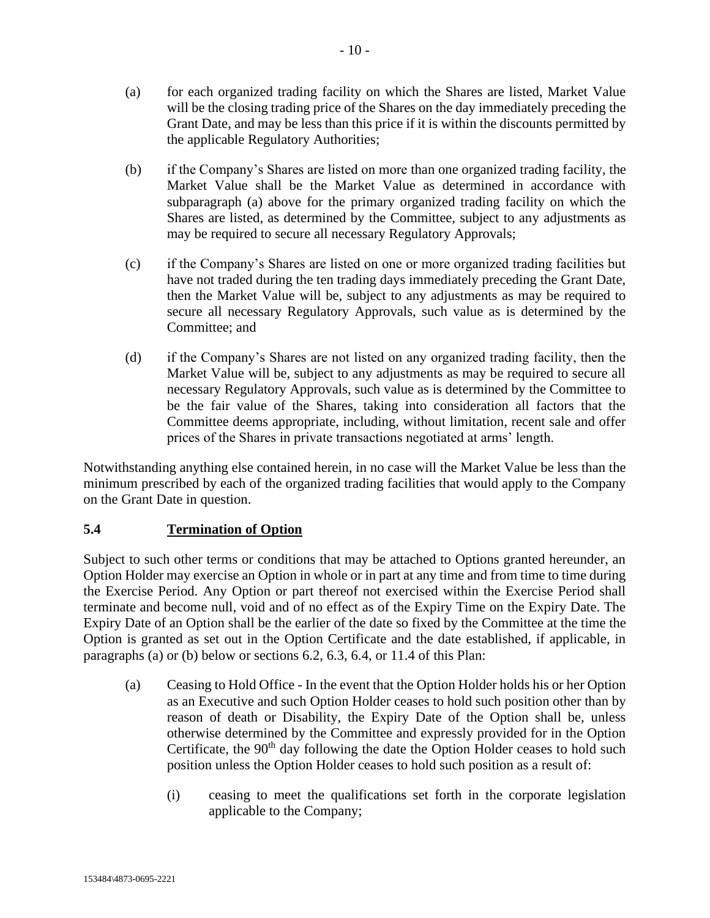(a) for each organized trading facility on which the Shares are listed, Market Value will be the closing trading price of the Shares on the day immediately preceding the Grant Date, and may be less than this price if it is within the discounts permitted by the applicable Regulatory Authorities;

(b) if the Company's Shares are listed on more than one organized trading facility, the Market Value shall be the Market Value as determined in accordance with subparagraph (a) above for the primary organized trading facility on which the Shares are listed, as determined by the Committee, subject to any adjustments as may be required to secure all necessary Regulatory Approvals;

(c) if the Company's Shares are listed on one or more organized trading facilities but have not traded during the ten trading days immediately preceding the Grant Date, then the Market Value will be, subject to any adjustments as may be required to secure all necessary Regulatory Approvals, such value as is determined by the Committee; and

(d) if the Company's Shares are not listed on any organized trading facility, then the Market Value will be, subject to any adjustments as may be required to secure all necessary Regulatory Approvals, such value as is determined by the Committee to be the fair value of the Shares, taking into consideration all factors that the Committee deems appropriate, including, without limitation, recent sale and offer prices of the Shares in private transactions negotiated at arms' length.

Notwithstanding anything else contained herein, in no case will the Market Value be less than the minimum prescribed by each of the organized trading facilities that would apply to the Company on the Grant Date in question.

### 5.4 Termination of Option

Subject to such other terms or conditions that may be attached to Options granted hereunder, an Option Holder may exercise an Option in whole or in part at any time and from time to time during the Exercise Period. Any Option or part thereof not exercised within the Exercise Period shall terminate and become null, void and of no effect as of the Expiry Time on the Expiry Date. The Expiry Date of an Option shall be the earlier of the date so fixed by the Committee at the time the Option is granted as set out in the Option Certificate and the date established, if applicable, in paragraphs (a) or (b) below or sections 6.2, 6.3, 6.4, or 11.4 of this Plan:

(a) Ceasing to Hold Office - In the event that the Option Holder holds his or her Option as an Executive and such Option Holder ceases to hold such position other than by reason of death or Disability, the Expiry Date of the Option shall be, unless otherwise determined by the Committee and expressly provided for in the Option Certificate, the 90th day following the date the Option Holder ceases to hold such position unless the Option Holder ceases to hold such position as a result of:

  (i) ceasing to meet the qualifications set forth in the corporate legislation applicable to the Company;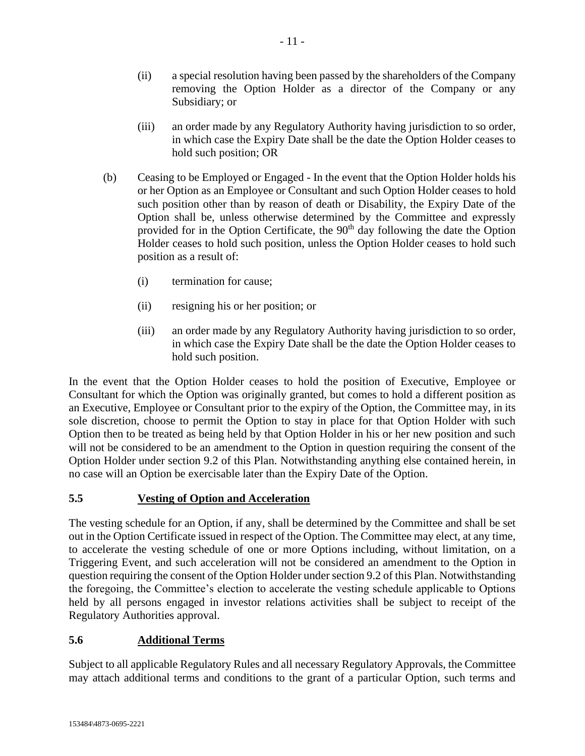(ii) a special resolution having been passed by the shareholders of the Company removing the Option Holder as a director of the Company or any Subsidiary; or

(iii) an order made by any Regulatory Authority having jurisdiction to so order, in which case the Expiry Date shall be the date the Option Holder ceases to hold such position; OR

(b) Ceasing to be Employed or Engaged - In the event that the Option Holder holds his or her Option as an Employee or Consultant and such Option Holder ceases to hold such position other than by reason of death or Disability, the Expiry Date of the Option shall be, unless otherwise determined by the Committee and expressly provided for in the Option Certificate, the 90th day following the date the Option Holder ceases to hold such position, unless the Option Holder ceases to hold such position as a result of:

(i) termination for cause;

(ii) resigning his or her position; or

(iii) an order made by any Regulatory Authority having jurisdiction to so order, in which case the Expiry Date shall be the date the Option Holder ceases to hold such position.

In the event that the Option Holder ceases to hold the position of Executive, Employee or Consultant for which the Option was originally granted, but comes to hold a different position as an Executive, Employee or Consultant prior to the expiry of the Option, the Committee may, in its sole discretion, choose to permit the Option to stay in place for that Option Holder with such Option then to be treated as being held by that Option Holder in his or her new position and such will not be considered to be an amendment to the Option in question requiring the consent of the Option Holder under section 9.2 of this Plan. Notwithstanding anything else contained herein, in no case will an Option be exercisable later than the Expiry Date of the Option.

### 5.5 Vesting of Option and Acceleration

The vesting schedule for an Option, if any, shall be determined by the Committee and shall be set out in the Option Certificate issued in respect of the Option. The Committee may elect, at any time, to accelerate the vesting schedule of one or more Options including, without limitation, on a Triggering Event, and such acceleration will not be considered an amendment to the Option in question requiring the consent of the Option Holder under section 9.2 of this Plan. Notwithstanding the foregoing, the Committee's election to accelerate the vesting schedule applicable to Options held by all persons engaged in investor relations activities shall be subject to receipt of the Regulatory Authorities approval.

### 5.6 Additional Terms

Subject to all applicable Regulatory Rules and all necessary Regulatory Approvals, the Committee may attach additional terms and conditions to the grant of a particular Option, such terms and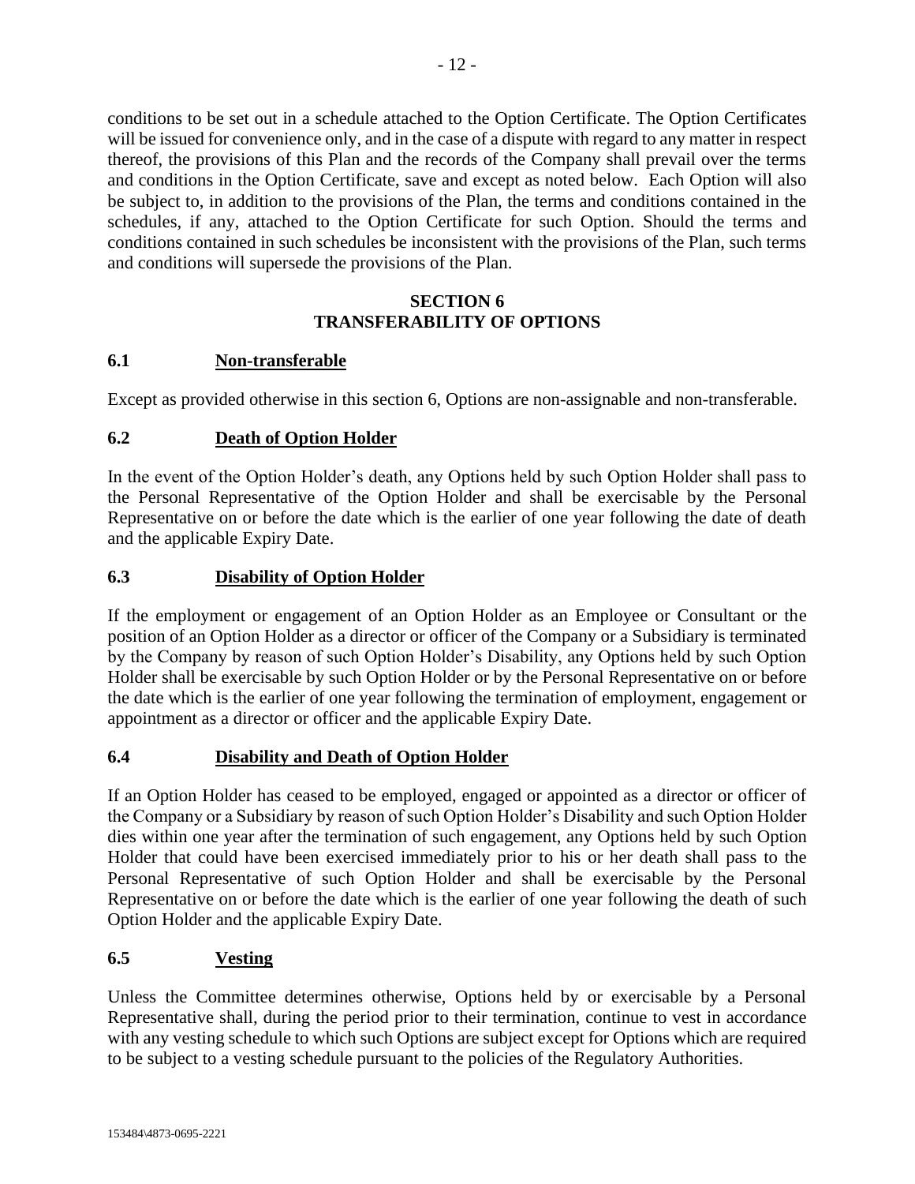conditions to be set out in a schedule attached to the Option Certificate. The Option Certificates will be issued for convenience only, and in the case of a dispute with regard to any matter in respect thereof, the provisions of this Plan and the records of the Company shall prevail over the terms and conditions in the Option Certificate, save and except as noted below. Each Option will also be subject to, in addition to the provisions of the Plan, the terms and conditions contained in the schedules, if any, attached to the Option Certificate for such Option. Should the terms and conditions contained in such schedules be inconsistent with the provisions of the Plan, such terms and conditions will supersede the provisions of the Plan.

## SECTION 6
## TRANSFERABILITY OF OPTIONS

### 6.1 Non-transferable

Except as provided otherwise in this section 6, Options are non-assignable and non-transferable.

### 6.2 Death of Option Holder

In the event of the Option Holder's death, any Options held by such Option Holder shall pass to the Personal Representative of the Option Holder and shall be exercisable by the Personal Representative on or before the date which is the earlier of one year following the date of death and the applicable Expiry Date.

### 6.3 Disability of Option Holder

If the employment or engagement of an Option Holder as an Employee or Consultant or the position of an Option Holder as a director or officer of the Company or a Subsidiary is terminated by the Company by reason of such Option Holder's Disability, any Options held by such Option Holder shall be exercisable by such Option Holder or by the Personal Representative on or before the date which is the earlier of one year following the termination of employment, engagement or appointment as a director or officer and the applicable Expiry Date.

### 6.4 Disability and Death of Option Holder

If an Option Holder has ceased to be employed, engaged or appointed as a director or officer of the Company or a Subsidiary by reason of such Option Holder's Disability and such Option Holder dies within one year after the termination of such engagement, any Options held by such Option Holder that could have been exercised immediately prior to his or her death shall pass to the Personal Representative of such Option Holder and shall be exercisable by the Personal Representative on or before the date which is the earlier of one year following the death of such Option Holder and the applicable Expiry Date.

### 6.5 Vesting

Unless the Committee determines otherwise, Options held by or exercisable by a Personal Representative shall, during the period prior to their termination, continue to vest in accordance with any vesting schedule to which such Options are subject except for Options which are required to be subject to a vesting schedule pursuant to the policies of the Regulatory Authorities.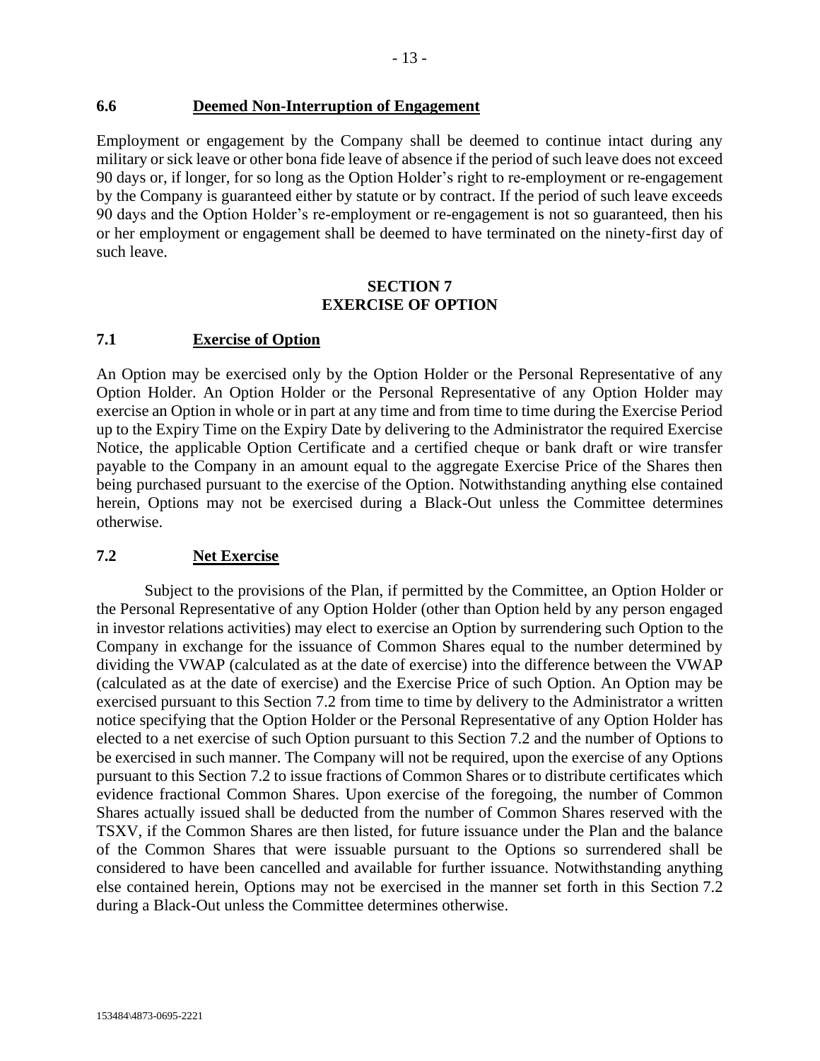### 6.6 Deemed Non-Interruption of Engagement

Employment or engagement by the Company shall be deemed to continue intact during any military or sick leave or other bona fide leave of absence if the period of such leave does not exceed 90 days or, if longer, for so long as the Option Holder's right to re-employment or re-engagement by the Company is guaranteed either by statute or by contract. If the period of such leave exceeds 90 days and the Option Holder's re-employment or re-engagement is not so guaranteed, then his or her employment or engagement shall be deemed to have terminated on the ninety-first day of such leave.

## SECTION 7
## EXERCISE OF OPTION

### 7.1 Exercise of Option

An Option may be exercised only by the Option Holder or the Personal Representative of any Option Holder. An Option Holder or the Personal Representative of any Option Holder may exercise an Option in whole or in part at any time and from time to time during the Exercise Period up to the Expiry Time on the Expiry Date by delivering to the Administrator the required Exercise Notice, the applicable Option Certificate and a certified cheque or bank draft or wire transfer payable to the Company in an amount equal to the aggregate Exercise Price of the Shares then being purchased pursuant to the exercise of the Option. Notwithstanding anything else contained herein, Options may not be exercised during a Black-Out unless the Committee determines otherwise.

### 7.2 Net Exercise

Subject to the provisions of the Plan, if permitted by the Committee, an Option Holder or the Personal Representative of any Option Holder (other than Option held by any person engaged in investor relations activities) may elect to exercise an Option by surrendering such Option to the Company in exchange for the issuance of Common Shares equal to the number determined by dividing the VWAP (calculated as at the date of exercise) into the difference between the VWAP (calculated as at the date of exercise) and the Exercise Price of such Option. An Option may be exercised pursuant to this Section 7.2 from time to time by delivery to the Administrator a written notice specifying that the Option Holder or the Personal Representative of any Option Holder has elected to a net exercise of such Option pursuant to this Section 7.2 and the number of Options to be exercised in such manner. The Company will not be required, upon the exercise of any Options pursuant to this Section 7.2 to issue fractions of Common Shares or to distribute certificates which evidence fractional Common Shares. Upon exercise of the foregoing, the number of Common Shares actually issued shall be deducted from the number of Common Shares reserved with the TSXV, if the Common Shares are then listed, for future issuance under the Plan and the balance of the Common Shares that were issuable pursuant to the Options so surrendered shall be considered to have been cancelled and available for further issuance. Notwithstanding anything else contained herein, Options may not be exercised in the manner set forth in this Section 7.2 during a Black-Out unless the Committee determines otherwise.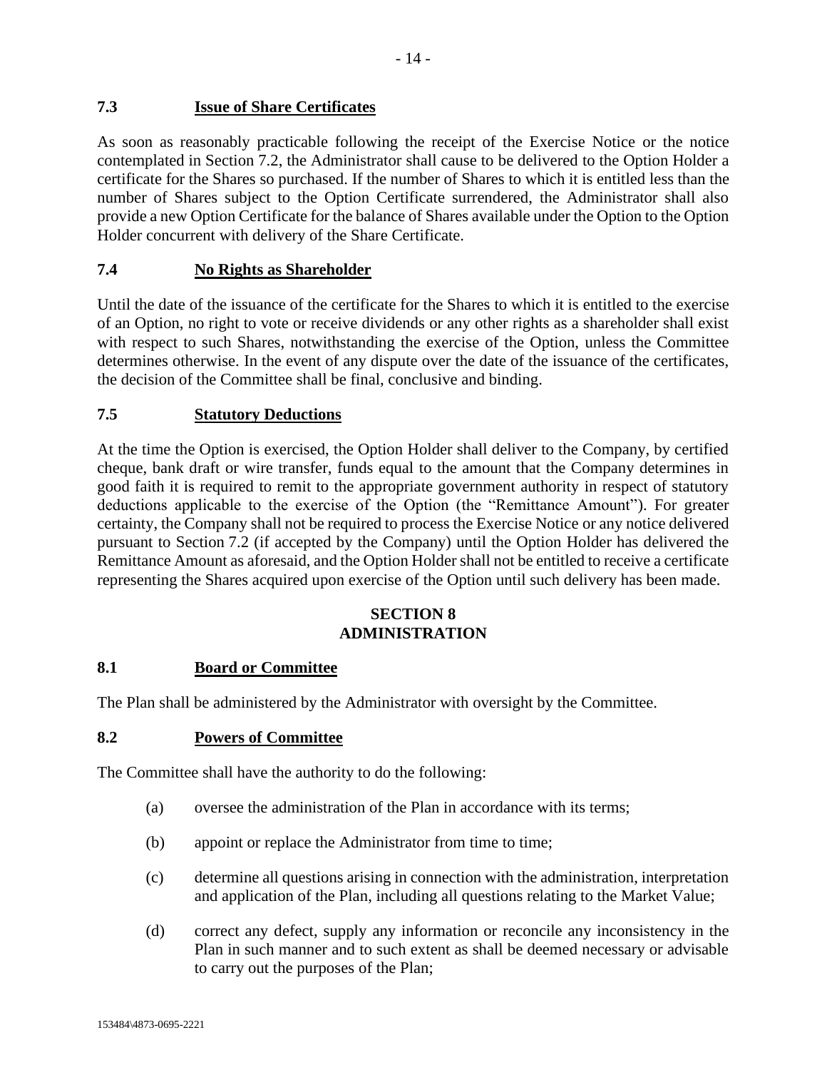### 7.3 Issue of Share Certificates

As soon as reasonably practicable following the receipt of the Exercise Notice or the notice contemplated in Section 7.2, the Administrator shall cause to be delivered to the Option Holder a certificate for the Shares so purchased. If the number of Shares to which it is entitled less than the number of Shares subject to the Option Certificate surrendered, the Administrator shall also provide a new Option Certificate for the balance of Shares available under the Option to the Option Holder concurrent with delivery of the Share Certificate.

### 7.4 No Rights as Shareholder

Until the date of the issuance of the certificate for the Shares to which it is entitled to the exercise of an Option, no right to vote or receive dividends or any other rights as a shareholder shall exist with respect to such Shares, notwithstanding the exercise of the Option, unless the Committee determines otherwise. In the event of any dispute over the date of the issuance of the certificates, the decision of the Committee shall be final, conclusive and binding.

### 7.5 Statutory Deductions

At the time the Option is exercised, the Option Holder shall deliver to the Company, by certified cheque, bank draft or wire transfer, funds equal to the amount that the Company determines in good faith it is required to remit to the appropriate government authority in respect of statutory deductions applicable to the exercise of the Option (the "Remittance Amount"). For greater certainty, the Company shall not be required to process the Exercise Notice or any notice delivered pursuant to Section 7.2 (if accepted by the Company) until the Option Holder has delivered the Remittance Amount as aforesaid, and the Option Holder shall not be entitled to receive a certificate representing the Shares acquired upon exercise of the Option until such delivery has been made.

## SECTION 8
## ADMINISTRATION

### 8.1 Board or Committee

The Plan shall be administered by the Administrator with oversight by the Committee.

### 8.2 Powers of Committee

The Committee shall have the authority to do the following:

(a) oversee the administration of the Plan in accordance with its terms;

(b) appoint or replace the Administrator from time to time;

(c) determine all questions arising in connection with the administration, interpretation and application of the Plan, including all questions relating to the Market Value;

(d) correct any defect, supply any information or reconcile any inconsistency in the Plan in such manner and to such extent as shall be deemed necessary or advisable to carry out the purposes of the Plan;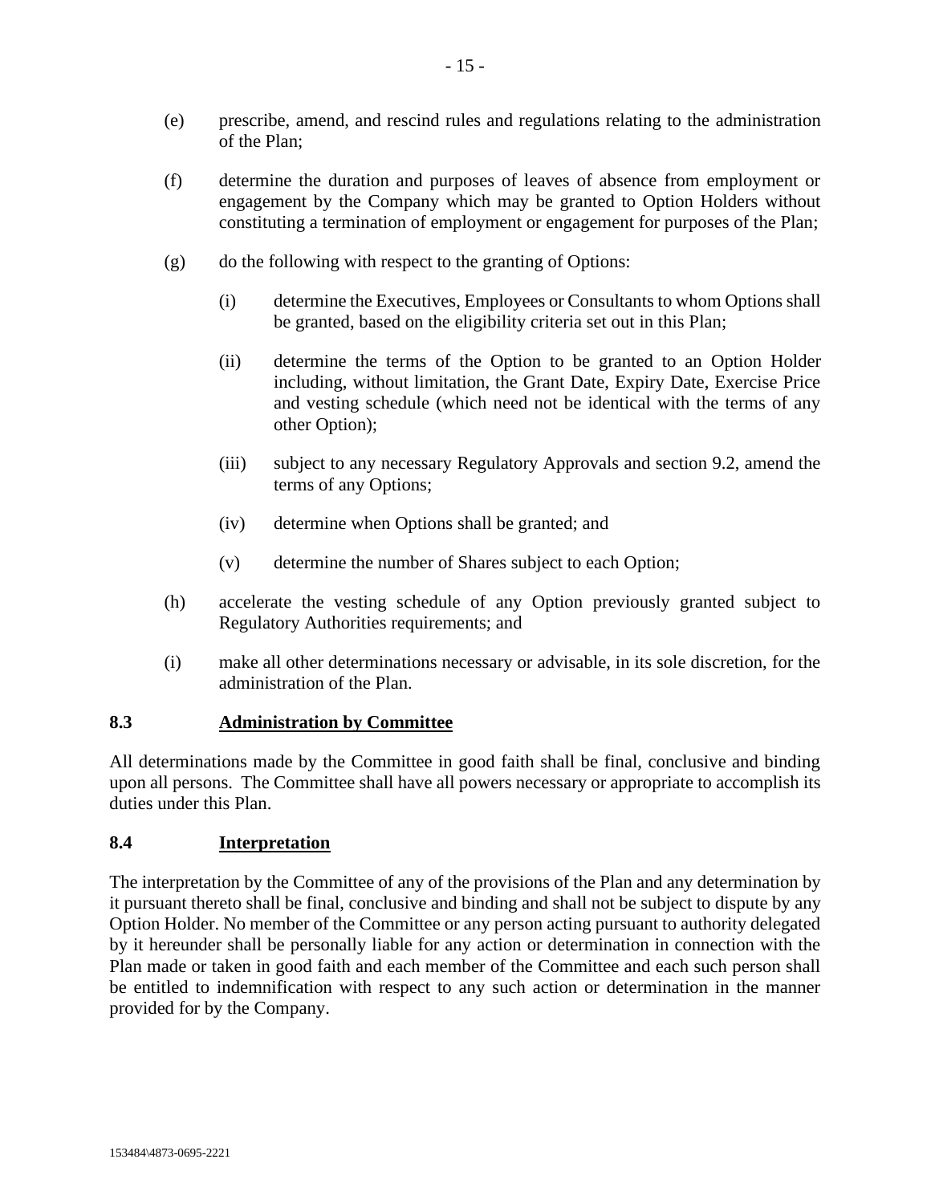(e) prescribe, amend, and rescind rules and regulations relating to the administration of the Plan;

(f) determine the duration and purposes of leaves of absence from employment or engagement by the Company which may be granted to Option Holders without constituting a termination of employment or engagement for purposes of the Plan;

(g) do the following with respect to the granting of Options:

 (i) determine the Executives, Employees or Consultants to whom Options shall be granted, based on the eligibility criteria set out in this Plan;

 (ii) determine the terms of the Option to be granted to an Option Holder including, without limitation, the Grant Date, Expiry Date, Exercise Price and vesting schedule (which need not be identical with the terms of any other Option);

 (iii) subject to any necessary Regulatory Approvals and section 9.2, amend the terms of any Options;

 (iv) determine when Options shall be granted; and

 (v) determine the number of Shares subject to each Option;

(h) accelerate the vesting schedule of any Option previously granted subject to Regulatory Authorities requirements; and

(i) make all other determinations necessary or advisable, in its sole discretion, for the administration of the Plan.

### 8.3 Administration by Committee

All determinations made by the Committee in good faith shall be final, conclusive and binding upon all persons. The Committee shall have all powers necessary or appropriate to accomplish its duties under this Plan.

### 8.4 Interpretation

The interpretation by the Committee of any of the provisions of the Plan and any determination by it pursuant thereto shall be final, conclusive and binding and shall not be subject to dispute by any Option Holder. No member of the Committee or any person acting pursuant to authority delegated by it hereunder shall be personally liable for any action or determination in connection with the Plan made or taken in good faith and each member of the Committee and each such person shall be entitled to indemnification with respect to any such action or determination in the manner provided for by the Company.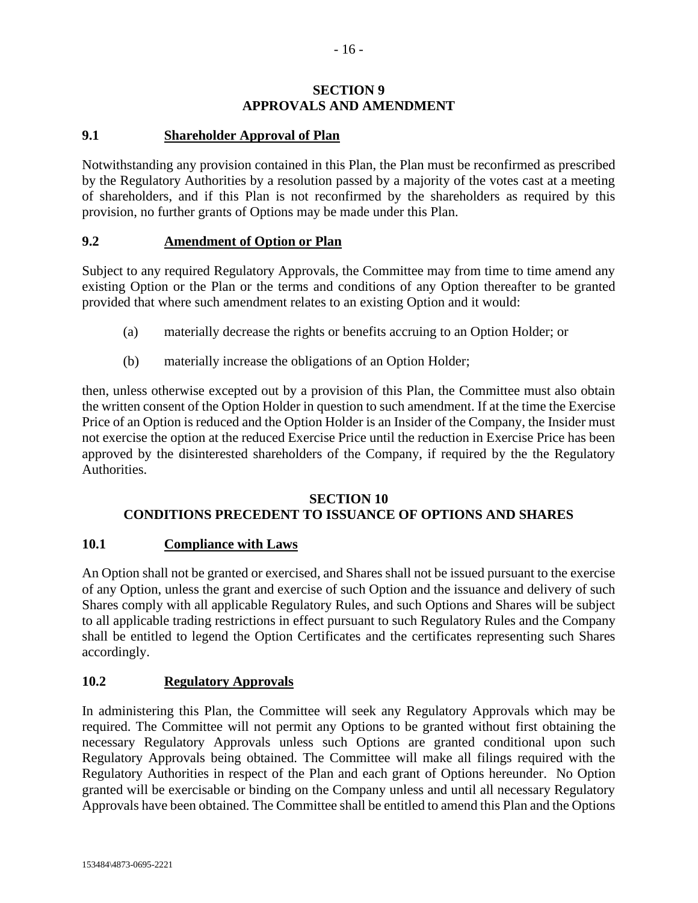## SECTION 9
## APPROVALS AND AMENDMENT

### 9.1 Shareholder Approval of Plan

Notwithstanding any provision contained in this Plan, the Plan must be reconfirmed as prescribed by the Regulatory Authorities by a resolution passed by a majority of the votes cast at a meeting of shareholders, and if this Plan is not reconfirmed by the shareholders as required by this provision, no further grants of Options may be made under this Plan.

### 9.2 Amendment of Option or Plan

Subject to any required Regulatory Approvals, the Committee may from time to time amend any existing Option or the Plan or the terms and conditions of any Option thereafter to be granted provided that where such amendment relates to an existing Option and it would:

(a) materially decrease the rights or benefits accruing to an Option Holder; or

(b) materially increase the obligations of an Option Holder;

then, unless otherwise excepted out by a provision of this Plan, the Committee must also obtain the written consent of the Option Holder in question to such amendment. If at the time the Exercise Price of an Option is reduced and the Option Holder is an Insider of the Company, the Insider must not exercise the option at the reduced Exercise Price until the reduction in Exercise Price has been approved by the disinterested shareholders of the Company, if required by the the Regulatory Authorities.

## SECTION 10
## CONDITIONS PRECEDENT TO ISSUANCE OF OPTIONS AND SHARES

### 10.1 Compliance with Laws

An Option shall not be granted or exercised, and Shares shall not be issued pursuant to the exercise of any Option, unless the grant and exercise of such Option and the issuance and delivery of such Shares comply with all applicable Regulatory Rules, and such Options and Shares will be subject to all applicable trading restrictions in effect pursuant to such Regulatory Rules and the Company shall be entitled to legend the Option Certificates and the certificates representing such Shares accordingly.

### 10.2 Regulatory Approvals

In administering this Plan, the Committee will seek any Regulatory Approvals which may be required. The Committee will not permit any Options to be granted without first obtaining the necessary Regulatory Approvals unless such Options are granted conditional upon such Regulatory Approvals being obtained. The Committee will make all filings required with the Regulatory Authorities in respect of the Plan and each grant of Options hereunder. No Option granted will be exercisable or binding on the Company unless and until all necessary Regulatory Approvals have been obtained. The Committee shall be entitled to amend this Plan and the Options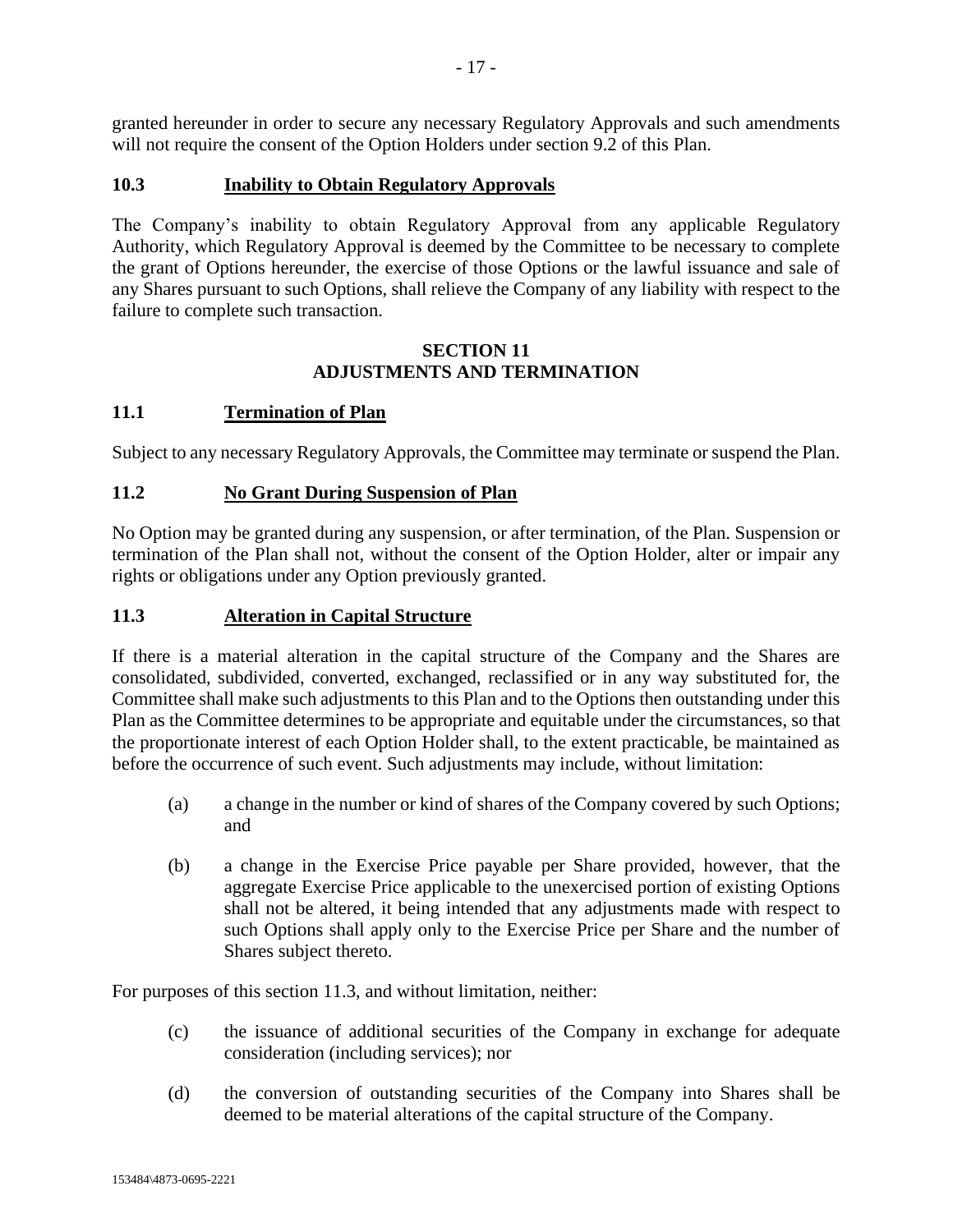granted hereunder in order to secure any necessary Regulatory Approvals and such amendments will not require the consent of the Option Holders under section 9.2 of this Plan.

### 10.3 Inability to Obtain Regulatory Approvals

The Company's inability to obtain Regulatory Approval from any applicable Regulatory Authority, which Regulatory Approval is deemed by the Committee to be necessary to complete the grant of Options hereunder, the exercise of those Options or the lawful issuance and sale of any Shares pursuant to such Options, shall relieve the Company of any liability with respect to the failure to complete such transaction.

## SECTION 11
## ADJUSTMENTS AND TERMINATION

### 11.1 Termination of Plan

Subject to any necessary Regulatory Approvals, the Committee may terminate or suspend the Plan.

### 11.2 No Grant During Suspension of Plan

No Option may be granted during any suspension, or after termination, of the Plan. Suspension or termination of the Plan shall not, without the consent of the Option Holder, alter or impair any rights or obligations under any Option previously granted.

### 11.3 Alteration in Capital Structure

If there is a material alteration in the capital structure of the Company and the Shares are consolidated, subdivided, converted, exchanged, reclassified or in any way substituted for, the Committee shall make such adjustments to this Plan and to the Options then outstanding under this Plan as the Committee determines to be appropriate and equitable under the circumstances, so that the proportionate interest of each Option Holder shall, to the extent practicable, be maintained as before the occurrence of such event. Such adjustments may include, without limitation:

(a) a change in the number or kind of shares of the Company covered by such Options; and

(b) a change in the Exercise Price payable per Share provided, however, that the aggregate Exercise Price applicable to the unexercised portion of existing Options shall not be altered, it being intended that any adjustments made with respect to such Options shall apply only to the Exercise Price per Share and the number of Shares subject thereto.

For purposes of this section 11.3, and without limitation, neither:

(c) the issuance of additional securities of the Company in exchange for adequate consideration (including services); nor

(d) the conversion of outstanding securities of the Company into Shares shall be deemed to be material alterations of the capital structure of the Company.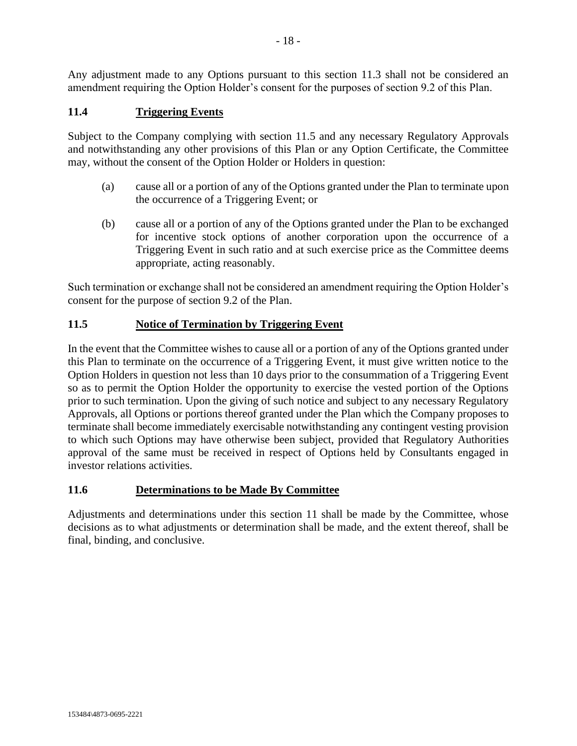Any adjustment made to any Options pursuant to this section 11.3 shall not be considered an amendment requiring the Option Holder's consent for the purposes of section 9.2 of this Plan.

### 11.4 Triggering Events

Subject to the Company complying with section 11.5 and any necessary Regulatory Approvals and notwithstanding any other provisions of this Plan or any Option Certificate, the Committee may, without the consent of the Option Holder or Holders in question:

(a) cause all or a portion of any of the Options granted under the Plan to terminate upon the occurrence of a Triggering Event; or

(b) cause all or a portion of any of the Options granted under the Plan to be exchanged for incentive stock options of another corporation upon the occurrence of a Triggering Event in such ratio and at such exercise price as the Committee deems appropriate, acting reasonably.

Such termination or exchange shall not be considered an amendment requiring the Option Holder's consent for the purpose of section 9.2 of the Plan.

### 11.5 Notice of Termination by Triggering Event

In the event that the Committee wishes to cause all or a portion of any of the Options granted under this Plan to terminate on the occurrence of a Triggering Event, it must give written notice to the Option Holders in question not less than 10 days prior to the consummation of a Triggering Event so as to permit the Option Holder the opportunity to exercise the vested portion of the Options prior to such termination. Upon the giving of such notice and subject to any necessary Regulatory Approvals, all Options or portions thereof granted under the Plan which the Company proposes to terminate shall become immediately exercisable notwithstanding any contingent vesting provision to which such Options may have otherwise been subject, provided that Regulatory Authorities approval of the same must be received in respect of Options held by Consultants engaged in investor relations activities.

### 11.6 Determinations to be Made By Committee

Adjustments and determinations under this section 11 shall be made by the Committee, whose decisions as to what adjustments or determination shall be made, and the extent thereof, shall be final, binding, and conclusive.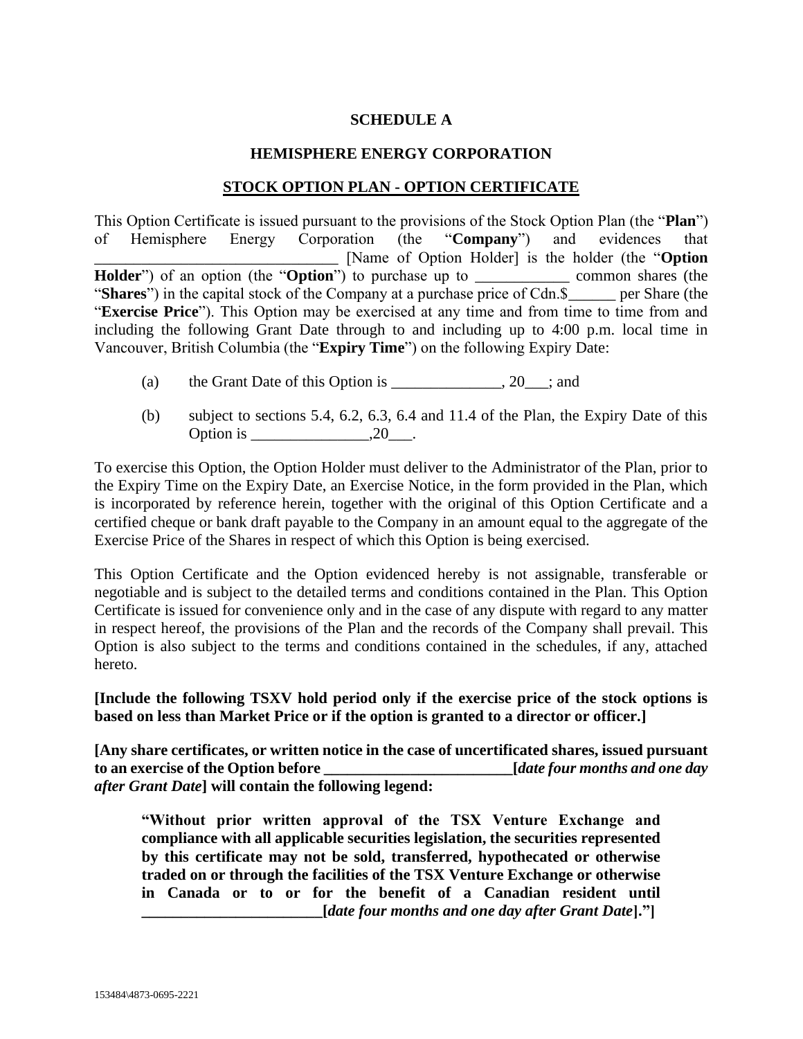**SCHEDULE A**

**HEMISPHERE ENERGY CORPORATION**

**STOCK OPTION PLAN - OPTION CERTIFICATE**

This Option Certificate is issued pursuant to the provisions of the Stock Option Plan (the "**Plan**") of Hemisphere Energy Corporation (the "**Company**") and evidences that ________________________________ [Name of Option Holder] is the holder (the "**Option Holder**") of an option (the "**Option**") to purchase up to ____________ common shares (the "**Shares**") in the capital stock of the Company at a purchase price of Cdn.$______ per Share (the "**Exercise Price**"). This Option may be exercised at any time and from time to time from and including the following Grant Date through to and including up to 4:00 p.m. local time in Vancouver, British Columbia (the "**Expiry Time**") on the following Expiry Date:

(a) the Grant Date of this Option is ______________, 20___; and

(b) subject to sections 5.4, 6.2, 6.3, 6.4 and 11.4 of the Plan, the Expiry Date of this Option is _______________,20___.

To exercise this Option, the Option Holder must deliver to the Administrator of the Plan, prior to the Expiry Time on the Expiry Date, an Exercise Notice, in the form provided in the Plan, which is incorporated by reference herein, together with the original of this Option Certificate and a certified cheque or bank draft payable to the Company in an amount equal to the aggregate of the Exercise Price of the Shares in respect of which this Option is being exercised.

This Option Certificate and the Option evidenced hereby is not assignable, transferable or negotiable and is subject to the detailed terms and conditions contained in the Plan. This Option Certificate is issued for convenience only and in the case of any dispute with regard to any matter in respect hereof, the provisions of the Plan and the records of the Company shall prevail. This Option is also subject to the terms and conditions contained in the schedules, if any, attached hereto.

**[Include the following TSXV hold period only if the exercise price of the stock options is based on less than Market Price or if the option is granted to a director or officer.]**

**[Any share certificates, or written notice in the case of uncertificated shares, issued pursuant to an exercise of the Option before ________________________[*date four months and one day after Grant Date*] will contain the following legend:**

> **"Without prior written approval of the TSX Venture Exchange and compliance with all applicable securities legislation, the securities represented by this certificate may not be sold, transferred, hypothecated or otherwise traded on or through the facilities of the TSX Venture Exchange or otherwise in Canada or to or for the benefit of a Canadian resident until _______________________[*date four months and one day after Grant Date*]."]**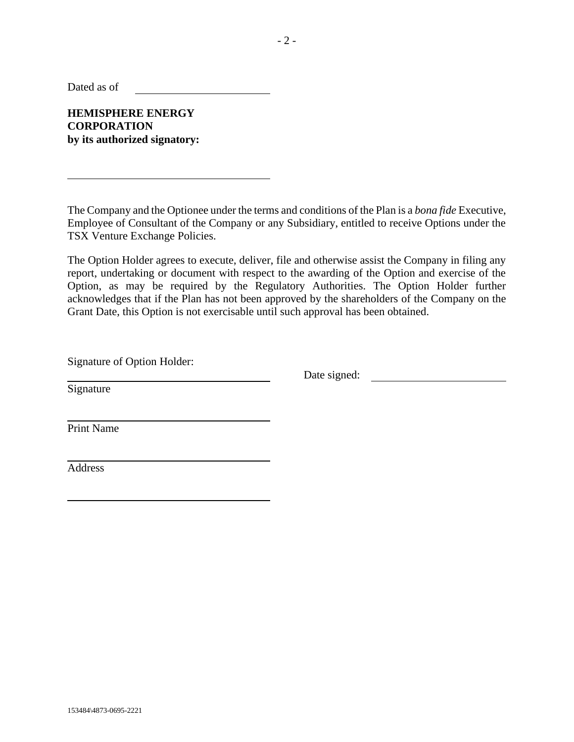Dated as of ______________________

**HEMISPHERE ENERGY CORPORATION**
**by its authorized signatory:**

______________________________

The Company and the Optionee under the terms and conditions of the Plan is a *bona fide* Executive, Employee of Consultant of the Company or any Subsidiary, entitled to receive Options under the TSX Venture Exchange Policies.

The Option Holder agrees to execute, deliver, file and otherwise assist the Company in filing any report, undertaking or document with respect to the awarding of the Option and exercise of the Option, as may be required by the Regulatory Authorities. The Option Holder further acknowledges that if the Plan has not been approved by the shareholders of the Company on the Grant Date, this Option is not exercisable until such approval has been obtained.

Signature of Option Holder:

______________________________ Date signed: ______________________
Signature

______________________________
Print Name

______________________________
Address

______________________________

153484\4873-0695-2221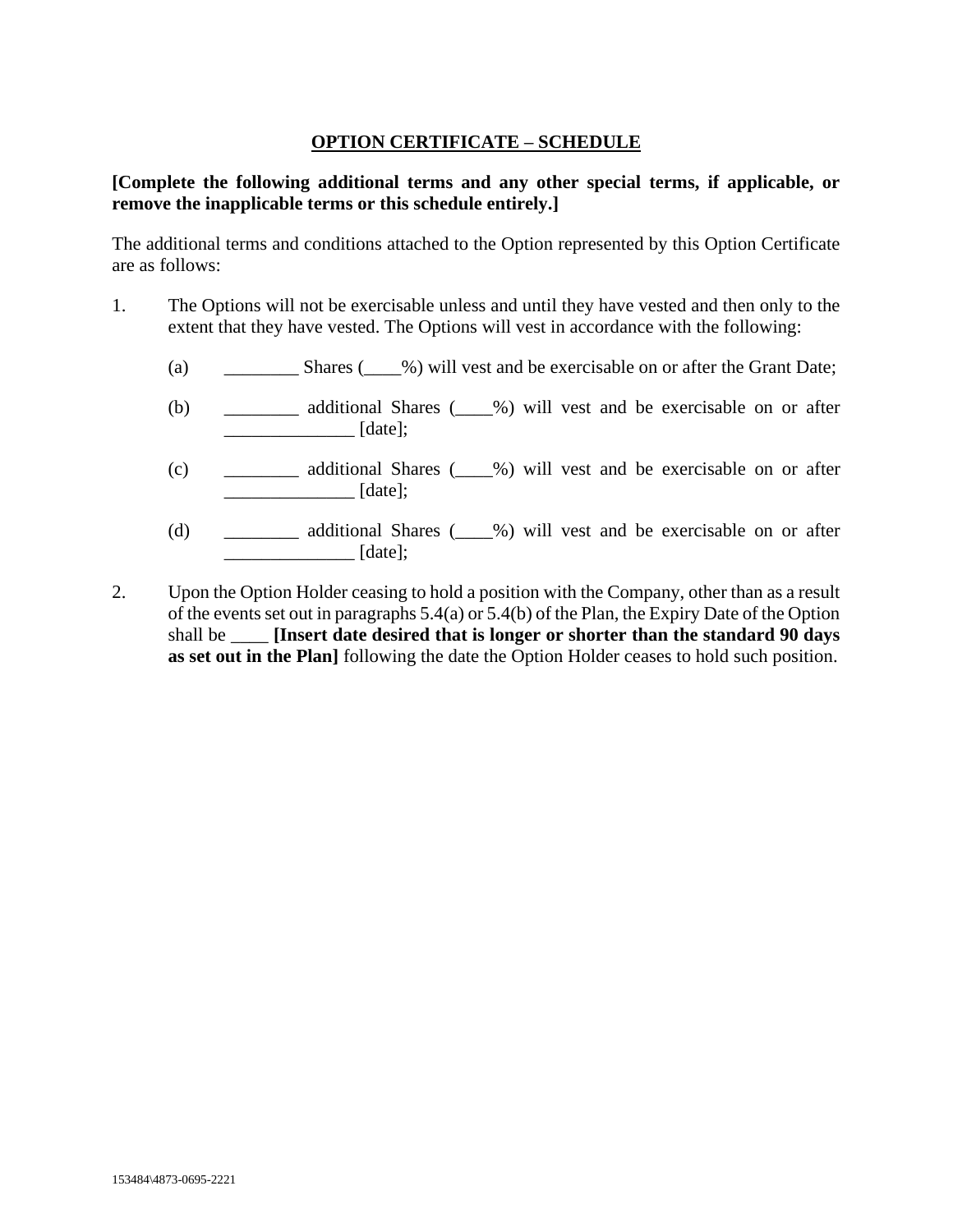**OPTION CERTIFICATE – SCHEDULE**

**[Complete the following additional terms and any other special terms, if applicable, or remove the inapplicable terms or this schedule entirely.]**

The additional terms and conditions attached to the Option represented by this Option Certificate are as follows:

1. The Options will not be exercisable unless and until they have vested and then only to the extent that they have vested. The Options will vest in accordance with the following:

   (a) ________ Shares (____%) will vest and be exercisable on or after the Grant Date;

   (b) ________ additional Shares (____%) will vest and be exercisable on or after ______________ [date];

   (c) ________ additional Shares (____%) will vest and be exercisable on or after ______________ [date];

   (d) ________ additional Shares (____%) will vest and be exercisable on or after ______________ [date];

2. Upon the Option Holder ceasing to hold a position with the Company, other than as a result of the events set out in paragraphs 5.4(a) or 5.4(b) of the Plan, the Expiry Date of the Option shall be ____ **[Insert date desired that is longer or shorter than the standard 90 days as set out in the Plan]** following the date the Option Holder ceases to hold such position.

153484\4873-0695-2221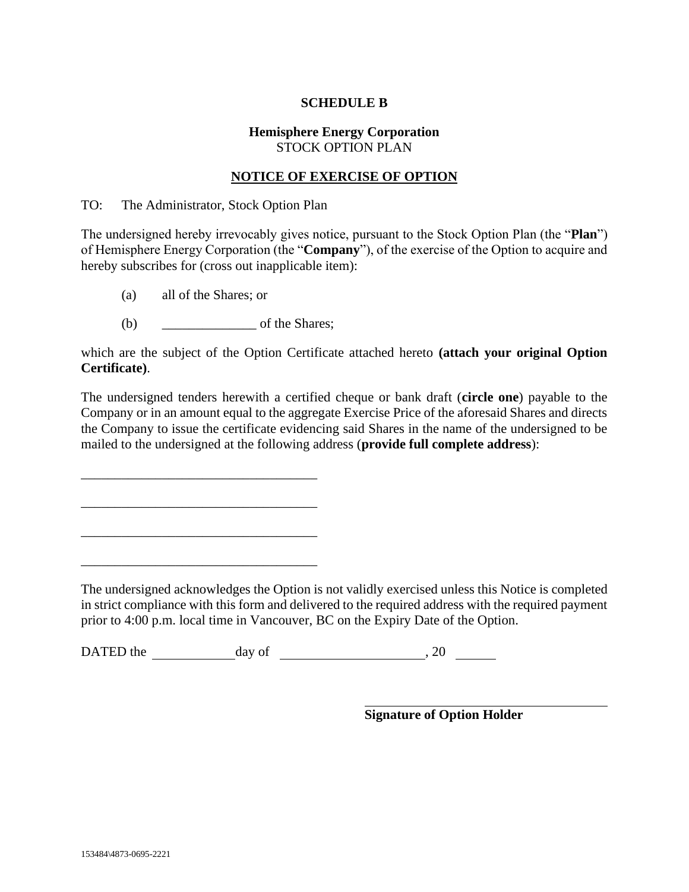**SCHEDULE B**

**Hemisphere Energy Corporation**
STOCK OPTION PLAN

**NOTICE OF EXERCISE OF OPTION**

TO: The Administrator, Stock Option Plan

The undersigned hereby irrevocably gives notice, pursuant to the Stock Option Plan (the "**Plan**") of Hemisphere Energy Corporation (the "**Company**"), of the exercise of the Option to acquire and hereby subscribes for (cross out inapplicable item):

(a) all of the Shares; or

(b) ______________ of the Shares;

which are the subject of the Option Certificate attached hereto **(attach your original Option Certificate)**.

The undersigned tenders herewith a certified cheque or bank draft (**circle one**) payable to the Company or in an amount equal to the aggregate Exercise Price of the aforesaid Shares and directs the Company to issue the certificate evidencing said Shares in the name of the undersigned to be mailed to the undersigned at the following address (**provide full complete address**):

____________________________________

____________________________________

____________________________________

____________________________________

The undersigned acknowledges the Option is not validly exercised unless this Notice is completed in strict compliance with this form and delivered to the required address with the required payment prior to 4:00 p.m. local time in Vancouver, BC on the Expiry Date of the Option.

DATED the ____________ day of ______________________, 20 ______

____________________________________
**Signature of Option Holder**